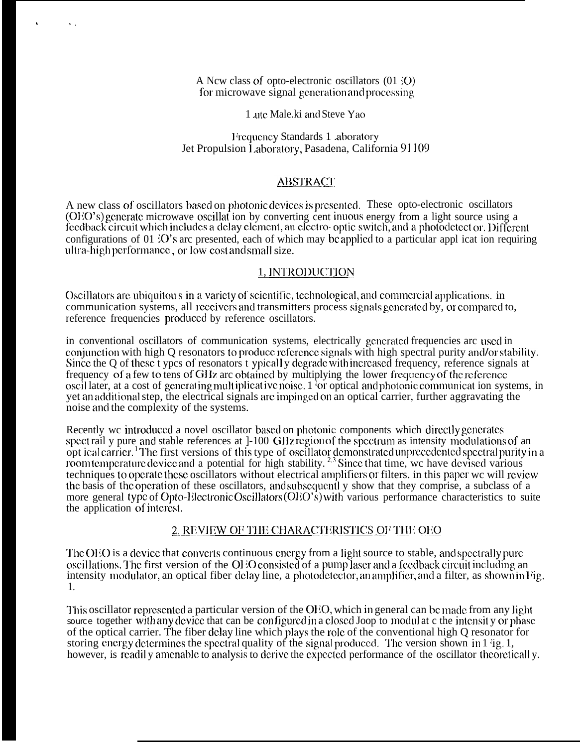# A New class of opto-electronic oscillators (OEO) for microwave signal generation and processing

Lute Maleki and Steve Yao

Frequency Standards Laboratory
Jet Propulsion Laboratory, Pasadena, California 91109

## ABSTRACT

A new class of oscillators based on photonic devices is presented. These opto-electronic oscillators (OEO's) generate microwave oscillation by converting continuous energy from a light source using a feedback circuit which includes a delay element, an electro-optic switch, and a photodetector. Different configurations of OEO's are presented, each of which may be applied to a particular application requiring ultra-high performance, or low cost and small size.

## 1. INTRODUCTION

Oscillators are ubiquitous in a variety of scientific, technological, and commercial applications. in communication systems, all receivers and transmitters process signals generated by, or compared to, reference frequencies produced by reference oscillators.

in conventional oscillators of communication systems, electrically generated frequencies are used in conjunction with high Q resonators to produce reference signals with high spectral purity and/or stability. Since the Q of these types of resonators typically degrade with increased frequency, reference signals at frequency of a few to tens of GHz are obtained by multiplying the lower frequency of the reference oscillator, at a cost of generating multiplicative noise. For optical and photonic communication systems, in yet an additional step, the electrical signals are impinged on an optical carrier, further aggravating the noise and the complexity of the systems.

Recently we introduced a novel oscillator based on photonic components which directly generates spectrally pure and stable references at 1-100 GHz region of the spectrum as intensity modulations of an optical carrier.[1] The first versions of this type of oscillator demonstrated unprecedented spectral purity in a room temperature device and a potential for high stability.[2,3] Since that time, we have devised various techniques to operate these oscillators without electrical amplifiers or filters. in this paper we will review the basis of the operation of these oscillators, and subsequently show that they comprise, a subclass of a more general type of Opto-Electronic Oscillators (OEO's) with various performance characteristics to suite the application of interest.

## 2. REVIEW OF THE CHARACTERISTICS OF THE OEO

The OEO is a device that converts continuous energy from a light source to stable, and spectrally pure oscillations. The first version of the OEO consisted of a pump laser and a feedback circuit including an intensity modulator, an optical fiber delay line, a photodetector, an amplifier, and a filter, as shown in Fig. 1.

This oscillator represented a particular version of the OEO, which in general can be made from any light source together with any device that can be configured in a closed loop to modulate the intensity or phase of the optical carrier. The fiber delay line which plays the role of the conventional high Q resonator for storing energy determines the spectral quality of the signal produced. The version shown in Fig. 1, however, is readily amenable to analysis to derive the expected performance of the oscillator theoretically.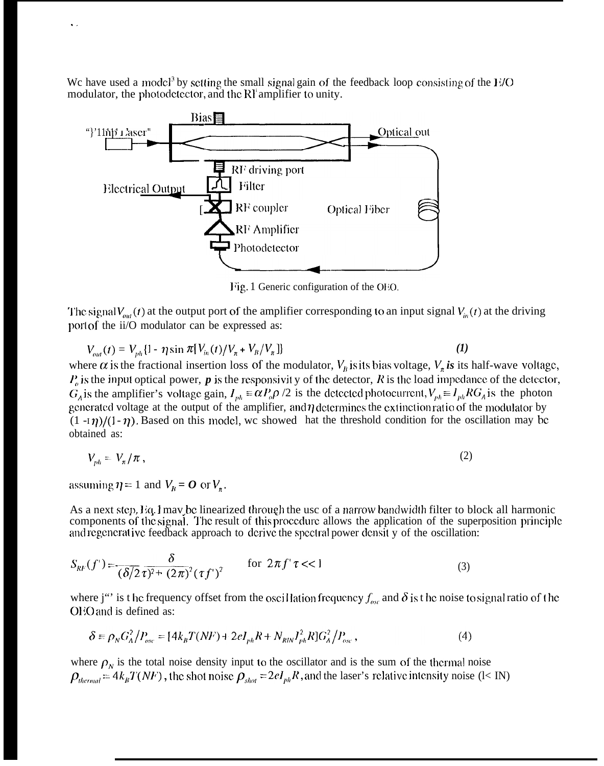We have used a model[3] by setting the small signal gain of the feedback loop consisting of the E/O modulator, the photodetector, and the RF amplifier to unity.

Fig. 1 Generic configuration of the OEO.

The signal $V_{out}(t)$ at the output port of the amplifier corresponding to an input signal $V_{in}(t)$ at the driving port of the E/O modulator can be expressed as:

$$V_{out}(t) = V_{ph}\{1 - \eta \sin \pi[V_{in}(t)/V_\pi + V_B/V_\pi]\} \qquad (1)$$

where $\alpha$ is the fractional insertion loss of the modulator, $V_B$ is its bias voltage, $V_\pi$ *is* its half-wave voltage, $P_o$ is the input optical power, $\rho$ is the responsivity of the detector, $R$ is the load impedance of the detector, $G_A$ is the amplifier's voltage gain, $I_{ph} \equiv \alpha P_o \rho/2$ is the detected photocurrent, $V_{ph} \equiv I_{ph} R G_A$ is the photon generated voltage at the output of the amplifier, and $\eta$ determines the extinction ratio of the modulator by $(1+\eta)/(1-\eta)$. Based on this model, we showed that the threshold condition for the oscillation may be obtained as:

$$V_{ph} = V_\pi/\pi, \qquad (2)$$

assuming $\eta = 1$ and $V_B = 0$ or $V_\pi$.

As a next step, Eq. 1 may be linearized through the use of a narrow bandwidth filter to block all harmonic components of the signal. The result of this procedure allows the application of the superposition principle and regenerative feedback approach to derive the spectral power density of the oscillation:

$$S_{RF}(f') = \frac{\delta}{(\delta/2\tau)^2 + (2\pi)^2(\tau f')^2} \qquad \text{for } 2\pi f'\tau << 1 \qquad (3)$$

where $f'$ is the frequency offset from the oscillation frequency $f_{osc}$ and $\delta$ is the noise to signal ratio of the OEO and is defined as:

$$\delta \equiv \rho_N G_A^2/P_{osc} = [4k_B T(NF) + 2eI_{ph}R + N_{RIN} I_{ph}^2 R] G_A^2/P_{osc}, \qquad (4)$$

where $\rho_N$ is the total noise density input to the oscillator and is the sum of the thermal noise $\rho_{thermal} = 4k_B T(NF)$, the shot noise $\rho_{shot} = 2eI_{ph}R$, and the laser's relative intensity noise (RIN)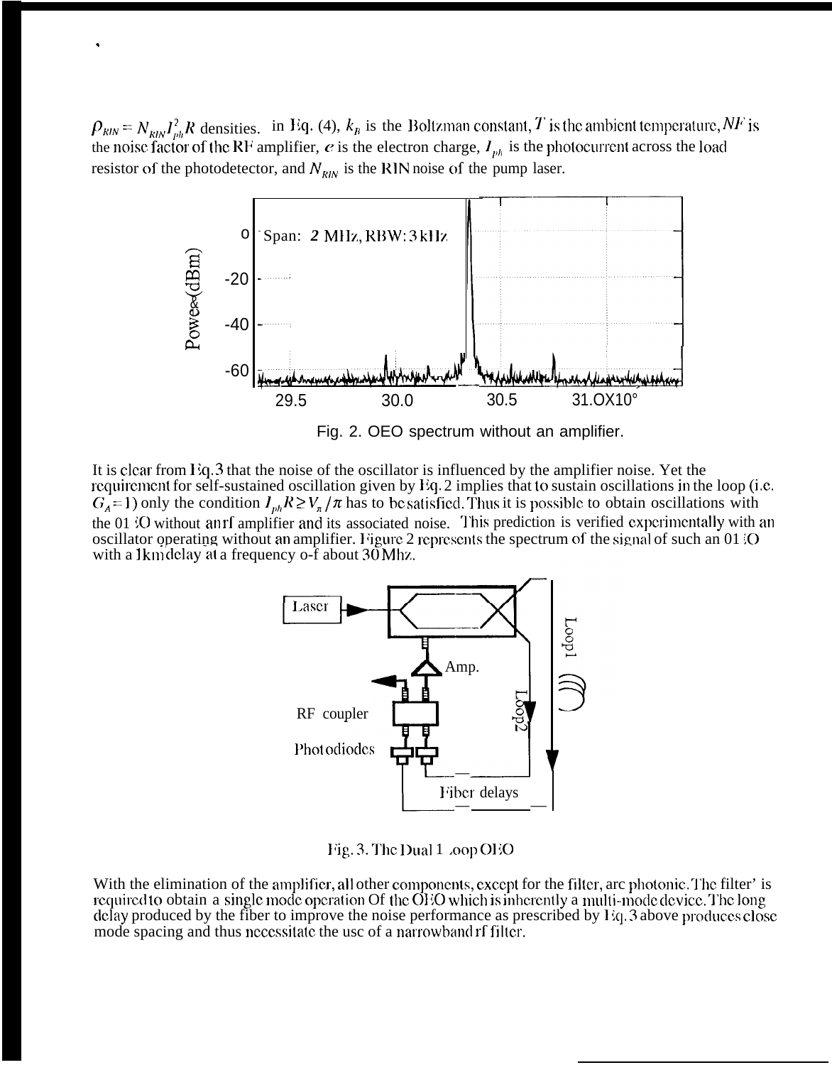$\rho_{RIN} = N_{RIN} I_{ph}^2 R$ densities. in Eq. (4), $k_B$ is the Boltzman constant, $T$ is the ambient temperature, $NF$ is the noise factor of the RF amplifier, $e$ is the electron charge, $I_{ph}$ is the photocurrent across the load resistor of the photodetector, and $N_{RIN}$ is the RIN noise of the pump laser.

Fig. 2. OEO spectrum without an amplifier.

It is clear from Eq. 3 that the noise of the oscillator is influenced by the amplifier noise. Yet the requirement for self-sustained oscillation given by Eq. 2 implies that to sustain oscillations in the loop (i.e. $G_A = 1$) only the condition $I_{ph} R \geq V_\pi / \pi$ has to be satisfied. Thus it is possible to obtain oscillations with the OEO without an rf amplifier and its associated noise. This prediction is verified experimentally with an oscillator operating without an amplifier. Figure 2 represents the spectrum of the signal of such an OEO with a 1km delay at a frequency of about 30 Mhz.

Fig. 3. The Dual Loop OEO

With the elimination of the amplifier, all other components, except for the filter, are photonic. The filter' is required to obtain a single mode operation of the OEO which is inherently a multi-mode device. The long delay produced by the fiber to improve the noise performance as prescribed by Eq. 3 above produces close mode spacing and thus necessitate the use of a narrowband rf filter.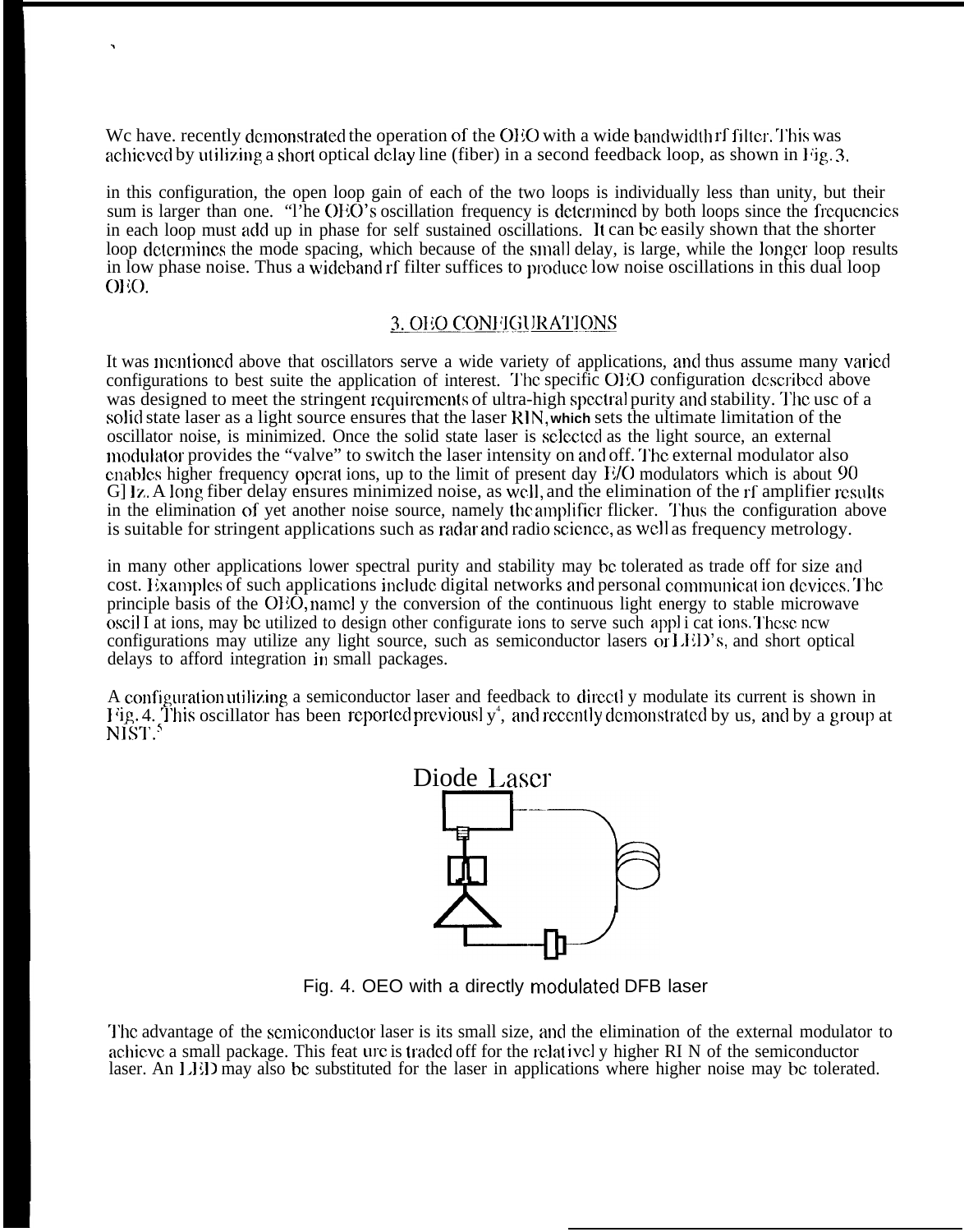We have. recently demonstrated the operation of the OEO with a wide bandwidth rf filter. This was achieved by utilizing a short optical delay line (fiber) in a second feedback loop, as shown in Fig. 3.

in this configuration, the open loop gain of each of the two loops is individually less than unity, but their sum is larger than one. "The OEO's oscillation frequency is determined by both loops since the frequencies in each loop must add up in phase for self sustained oscillations. It can be easily shown that the shorter loop determines the mode spacing, which because of the small delay, is large, while the longer loop results in low phase noise. Thus a wideband rf filter suffices to produce low noise oscillations in this dual loop OEO.

## 3. OEO CONFIGURATIONS

It was mentioned above that oscillators serve a wide variety of applications, and thus assume many varied configurations to best suite the application of interest. The specific OEO configuration described above was designed to meet the stringent requirements of ultra-high spectral purity and stability. The use of a solid state laser as a light source ensures that the laser RIN, which sets the ultimate limitation of the oscillator noise, is minimized. Once the solid state laser is selected as the light source, an external modulator provides the "valve" to switch the laser intensity on and off. The external modulator also enables higher frequency operat ions, up to the limit of present day E/O modulators which is about 90 GHz. A long fiber delay ensures minimized noise, as well, and the elimination of the rf amplifier results in the elimination of yet another noise source, namely the amplifier flicker. Thus the configuration above is suitable for stringent applications such as radar and radio science, as well as frequency metrology.

in many other applications lower spectral purity and stability may be tolerated as trade off for size and cost. Examples of such applications include digital networks and personal communicat ion devices. The principle basis of the OEO, namel y the conversion of the continuous light energy to stable microwave oscil l at ions, may be utilized to design other configurate ions to serve such appl i cat ions. These new configurations may utilize any light source, such as semiconductor lasers or LED's, and short optical delays to afford integration in small packages.

A configuration utilizing a semiconductor laser and feedback to directl y modulate its current is shown in Fig. 4. This oscillator has been reported previousl y[4], and recently demonstrated by us, and by a group at NIST.[5]

Fig. 4. OEO with a directly modulated DFB laser

The advantage of the semiconductor laser is its small size, and the elimination of the external modulator to achieve a small package. This feat ure is traded off for the relativel y higher RI N of the semiconductor laser. An LED may also be substituted for the laser in applications where higher noise may be tolerated.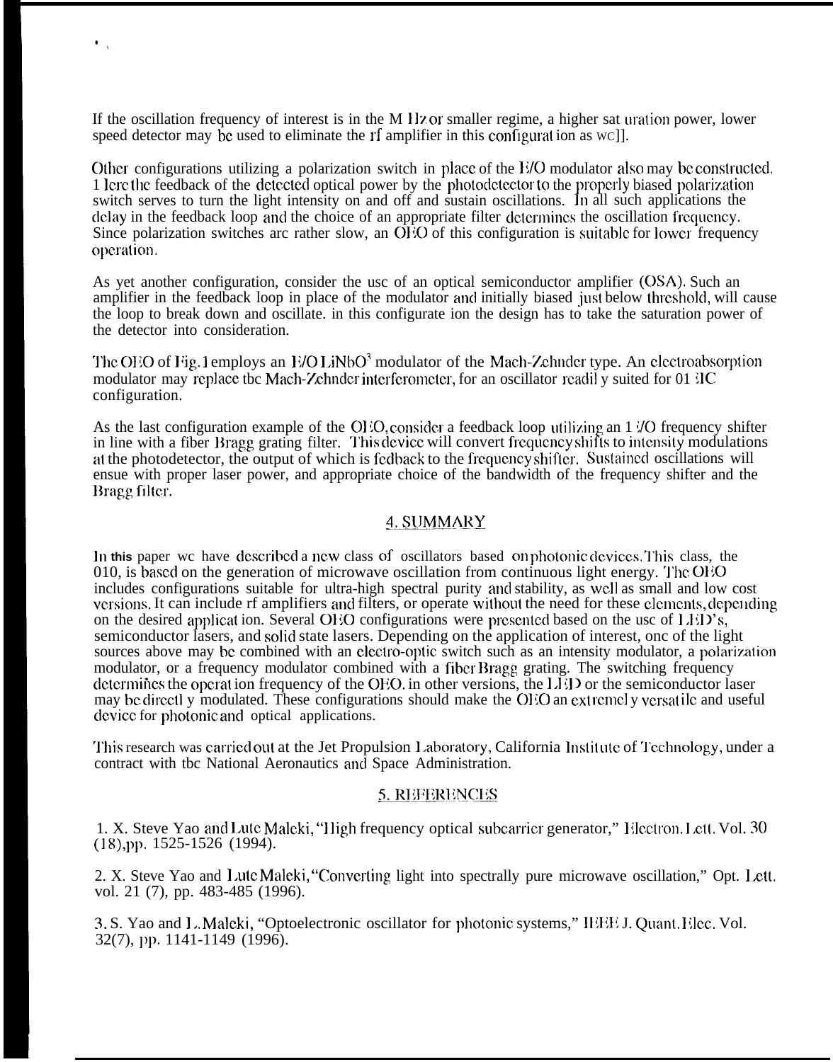If the oscillation frequency of interest is in the MHz or smaller regime, a higher saturation power, lower speed detector may be used to eliminate the rf amplifier in this configuration as well.

Other configurations utilizing a polarization switch in place of the E/O modulator also may be constructed. Here the feedback of the detected optical power by the photodetector to the properly biased polarization switch serves to turn the light intensity on and off and sustain oscillations. In all such applications the delay in the feedback loop and the choice of an appropriate filter determines the oscillation frequency. Since polarization switches are rather slow, an OEO of this configuration is suitable for lower frequency operation.

As yet another configuration, consider the use of an optical semiconductor amplifier (OSA). Such an amplifier in the feedback loop in place of the modulator and initially biased just below threshold, will cause the loop to break down and oscillate. in this configurate ion the design has to take the saturation power of the detector into consideration.

The OEO of Fig. 1 employs an E/O $LiNbO^3$ modulator of the Mach-Zehnder type. An electroabsorption modulator may replace the Mach-Zehnder interferometer, for an oscillator readily suited for OEIC configuration.

As the last configuration example of the OEO, consider a feedback loop utilizing an E/O frequency shifter in line with a fiber Bragg grating filter. This device will convert frequency shifts to intensity modulations at the photodetector, the output of which is fedback to the frequency shifter. Sustained oscillations will ensue with proper laser power, and appropriate choice of the bandwidth of the frequency shifter and the Bragg filter.

## 4. SUMMARY

In this paper we have described a new class of oscillators based on photonic devices. This class, the OEO, is based on the generation of microwave oscillation from continuous light energy. The OEO includes configurations suitable for ultra-high spectral purity and stability, as well as small and low cost versions. It can include rf amplifiers and filters, or operate without the need for these elements, depending on the desired application. Several OEO configurations were presented based on the use of LED's, semiconductor lasers, and solid state lasers. Depending on the application of interest, one of the light sources above may be combined with an electro-optic switch such as an intensity modulator, a polarization modulator, or a frequency modulator combined with a fiber Bragg grating. The switching frequency determines the operation frequency of the OEO. in other versions, the LED or the semiconductor laser may be directly modulated. These configurations should make the OEO an extremely versatile and useful device for photonic and optical applications.

This research was carried out at the Jet Propulsion Laboratory, California Institute of Technology, under a contract with the National Aeronautics and Space Administration.

## 5. REFERENCES

1. X. Steve Yao and Lute Maleki, "High frequency optical subcarrier generator," Electron. Lett. Vol. 30 (18), pp. 1525-1526 (1994).

2. X. Steve Yao and Lute Maleki, "Converting light into spectrally pure microwave oscillation," Opt. Lett. vol. 21 (7), pp. 483-485 (1996).

3. S. Yao and L. Maleki, "Optoelectronic oscillator for photonic systems," IEEE J. Quant. Elec. Vol. 32(7), pp. 1141-1149 (1996).